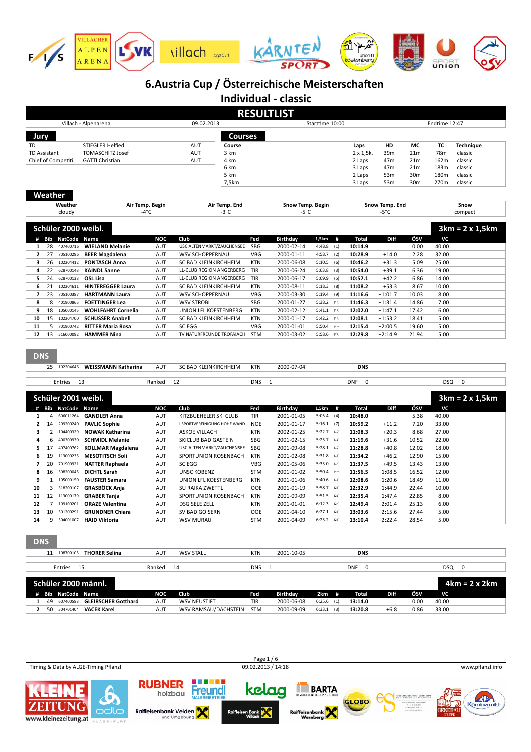# 6.Austria Cup / Österreichische Meisterschaften

## Individual - classic

## RESULTLIST

Villach - Alpenarena | 09.02.2013 | Starttime 10:00 | Endtime 12:47

### Jury

| | | |
|---|---|---|
| TD | STIEGLER Helfied | AUT |
| TD Assistant | TOMASCHITZ Josef | AUT |
| Chief of Competiti. | GATTI Christian | AUT |

### Courses

| Course | Laps | HD | MC | TC | Technique |
|---|---|---|---|---|---|
| 3 km | 2 x 1,5k. | 39m | 21m | 78m | classic |
| 4 km | 2 Laps | 47m | 21m | 162m | classic |
| 6 km | 3 Laps | 47m | 21m | 183m | classic |
| 5 km | 2 Laps | 53m | 30m | 180m | classic |
| 7,5km | 3 Laps | 53m | 30m | 270m | classic |

### Weather

| Weather | Air Temp. Begin | Air Temp. End | Snow Temp. Begin | Snow Temp. End | Snow |
|---|---|---|---|---|---|
| cloudy | -4°C | -3°C | -5°C | -5°C | compact |

### Schüler 2000 weibl. — 3km = 2 x 1,5km

| # | Bib | NatCode | Name | NOC | Club | Fed | Birthday | 1,5km | # | Total | Diff | ÖSV | VC |
|---|---|---|---|---|---|---|---|---|---|---|---|---|---|
| 1 | 28 | 407400716 | **WIELAND Melanie** | AUT | USC ALTENMARKT/ZAUCHENSEE | SBG | 2000-02-14 | 4:48.8 | (1) | **10:14.9** | | 0.00 | 40.00 |
| 2 | 27 | 705100296 | **BEER Magdalena** | AUT | WSV SCHOPPERNAU | VBG | 2000-01-11 | 4:58.7 | (2) | **10:28.9** | +14.0 | 2.28 | 32.00 |
| 3 | 26 | 102204412 | **PONTASCH Anna** | AUT | SC BAD KLEINKIRCHHEIM | KTN | 2000-06-08 | 5:10.5 | (6) | **10:46.2** | +31.3 | 5.09 | 25.00 |
| 4 | 22 | 628700143 | **KAINDL Sanne** | AUT | LL-CLUB REGION ANGERBERG | TIR | 2000-06-24 | 5:03.8 | (3) | **10:54.0** | +39.1 | 6.36 | 19.00 |
| 5 | 24 | 628700133 | **OSL Lisa** | AUT | LL-CLUB REGION ANGERBERG | TIR | 2000-06-17 | 5:09.9 | (5) | **10:57.1** | +42.2 | 6.86 | 14.00 |
| 6 | 21 | 102204611 | **HINTEREGGER Laura** | AUT | SC BAD KLEINKIRCHHEIM | KTN | 2000-08-11 | 5:18.3 | (8) | **11:08.2** | +53.3 | 8.67 | 10.00 |
| 7 | 23 | 705100387 | **HARTMANN Laura** | AUT | WSV SCHOPPERNAU | VBG | 2000-03-30 | 5:19.4 | (9) | **11:16.6** | +1:01.7 | 10.03 | 8.00 |
| 8 | 8 | 401900865 | **FOETTINGER Lea** | AUT | WSV STROBL | SBG | 2000-01-27 | 5:38.2 | (15) | **11:46.3** | +1:31.4 | 14.86 | 7.00 |
| 9 | 18 | 105000145 | **WOHLFAHRT Cornelia** | AUT | UNION LFL KOESTENBERG | KTN | 2000-02-22 | 5:41.1 | (17) | **12:02.0** | +1:47.1 | 17.42 | 6.00 |
| 10 | 15 | 102204700 | **SCHUSSER Anabell** | AUT | SC BAD KLEINKIRCHHEIM | KTN | 2000-01-17 | 5:42.2 | (18) | **12:08.1** | +1:53.2 | 18.41 | 5.00 |
| 11 | 5 | 701900742 | **RITTER Maria Rosa** | AUT | SC EGG | VBG | 2000-01-01 | 5:50.4 | (=19) | **12:15.4** | +2:00.5 | 19.60 | 5.00 |
| 12 | 13 | 516000092 | **HAMMER Nina** | AUT | TV NATURFREUNDE TROFAIACH | STM | 2000-03-02 | 5:58.6 | (22) | **12:29.8** | +2:14.9 | 21.94 | 5.00 |

#### DNS

| Bib | NatCode | Name | NOC | Club | Fed | Birthday | |
|---|---|---|---|---|---|---|---|
| 25 | 102204646 | **WEISSMANN Katharina** | AUT | SC BAD KLEINKIRCHHEIM | KTN | 2000-07-04 | DNS |

Entries 13 | Ranked 12 | DNS 1 | DNF 0 | DSQ 0

### Schüler 2001 weibl. — 3km = 2 x 1,5km

| # | Bib | NatCode | Name | NOC | Club | Fed | Birthday | 1,5km | # | Total | Diff | ÖSV | VC |
|---|---|---|---|---|---|---|---|---|---|---|---|---|---|
| 1 | 4 | 606011264 | **GANDLER Anna** | AUT | KITZBUEHELER SKI CLUB | TIR | 2001-01-05 | 5:05.4 | (4) | **10:48.0** | | 5.38 | 40.00 |
| 2 | 14 | 209200240 | **PAVLIC Sophie** | AUT | I.SPORTVEREINIGUNG HOHE WAND | NOE | 2001-01-17 | 5:16.1 | (7) | **10:59.2** | +11.2 | 7.20 | 33.00 |
| 3 | 2 | 104400329 | **NOWAK Katharina** | AUT | ASKOE VILLACH | KTN | 2002-01-25 | 5:22.7 | (10) | **11:08.3** | +20.3 | 8.68 | 27.00 |
| 4 | 6 | 400300930 | **SCHMIDL Melanie** | AUT | SKICLUB BAD GASTEIN | SBG | 2001-02-15 | 5:25.7 | (11) | **11:19.6** | +31.6 | 10.52 | 22.00 |
| 5 | 17 | 407400762 | **KOLLMAR Magdalena** | AUT | USC ALTENMARKT/ZAUCHENSEE | SBG | 2001-09-08 | 5:28.1 | (12) | **11:28.8** | +40.8 | 12.02 | 18.00 |
| 6 | 19 | 113000235 | **MESOTITSCH Soli** | AUT | SPORTUNION ROSENBACH | KTN | 2001-02-08 | 5:31.8 | (13) | **11:34.2** | +46.2 | 12.90 | 15.00 |
| 7 | 20 | 701900921 | **NATTER Raphaela** | AUT | SC EGG | VBG | 2001-05-06 | 5:35.0 | (14) | **11:37.5** | +49.5 | 13.43 | 13.00 |
| 8 | 16 | 508200045 | **DICHTL Sarah** | AUT | UNSC KOBENZ | STM | 2001-01-02 | 5:50.4 | (=19) | **11:56.5** | +1:08.5 | 16.52 | 12.00 |
| 9 | 1 | 105000150 | **FAUSTER Sanja** | AUT | UNION LFL KOESTENBERG | KTN | 2001-01-06 | 5:40.6 | (16) | **12:08.6** | +1:20.6 | 18.49 | 11.00 |
| 10 | 3 | 318200107 | **GRASBÖCK Anja** | AUT | SU RAIKA ZWETTL | OOE | 2001-01-19 | 5:58.7 | (23) | **12:32.9** | +1:44.9 | 22.44 | 10.00 |
| 11 | 12 | 113000179 | **GRABER Tanja** | AUT | SPORTUNION ROSENBACH | KTN | 2001-09-09 | 5:51.5 | (21) | **12:35.4** | +1:47.4 | 22.85 | 8.00 |
| 12 | 7 | 109100201 | **ORAZE Valentina** | AUT | DSG SELE ZELL | KTN | 2001-01-01 | 6:12.3 | (24) | **12:49.4** | +2:01.4 | 25.13 | 6.00 |
| 13 | 10 | 301200291 | **GRUNDNER Chiara** | AUT | SV BAD GOISERN | OOE | 2001-04-10 | 6:27.1 | (26) | **13:03.6** | +2:15.6 | 27.44 | 5.00 |
| 14 | 9 | 504001007 | **HAID Viktoria** | AUT | WSV MURAU | STM | 2001-04-09 | 6:25.2 | (25) | **13:10.4** | +2:22.4 | 28.54 | 5.00 |

#### DNS

| Bib | NatCode | Name | NOC | Club | Fed | Birthday | |
|---|---|---|---|---|---|---|---|
| 11 | 108700105 | **THORER Selina** | AUT | WSV STALL | KTN | 2001-10-05 | DNS |

Entries 15 | Ranked 14 | DNS 1 | DNF 0 | DSQ 0

### Schüler 2000 männl. — 4km = 2 x 2km

| # | Bib | NatCode | Name | NOC | Club | Fed | Birthday | 2km | # | Total | Diff | ÖSV | VC |
|---|---|---|---|---|---|---|---|---|---|---|---|---|---|
| 1 | 49 | 607400583 | **GLEIRSCHER Gotthard** | AUT | WSV NEUSTIFT | TIR | 2000-06-08 | 6:25.6 | (1) | **13:14.0** | | 0.00 | 40.00 |
| 2 | 50 | 504701404 | **VACEK Karel** | AUT | WSV RAMSAU/DACHSTEIN | STM | 2000-09-09 | 6:33.1 | (3) | **13:20.8** | +6.8 | 0.86 | 33.00 |

Timing & Data by ALGE-Timing Pflanzl | 09.02.2013 / 14:18 | www.pflanzl.info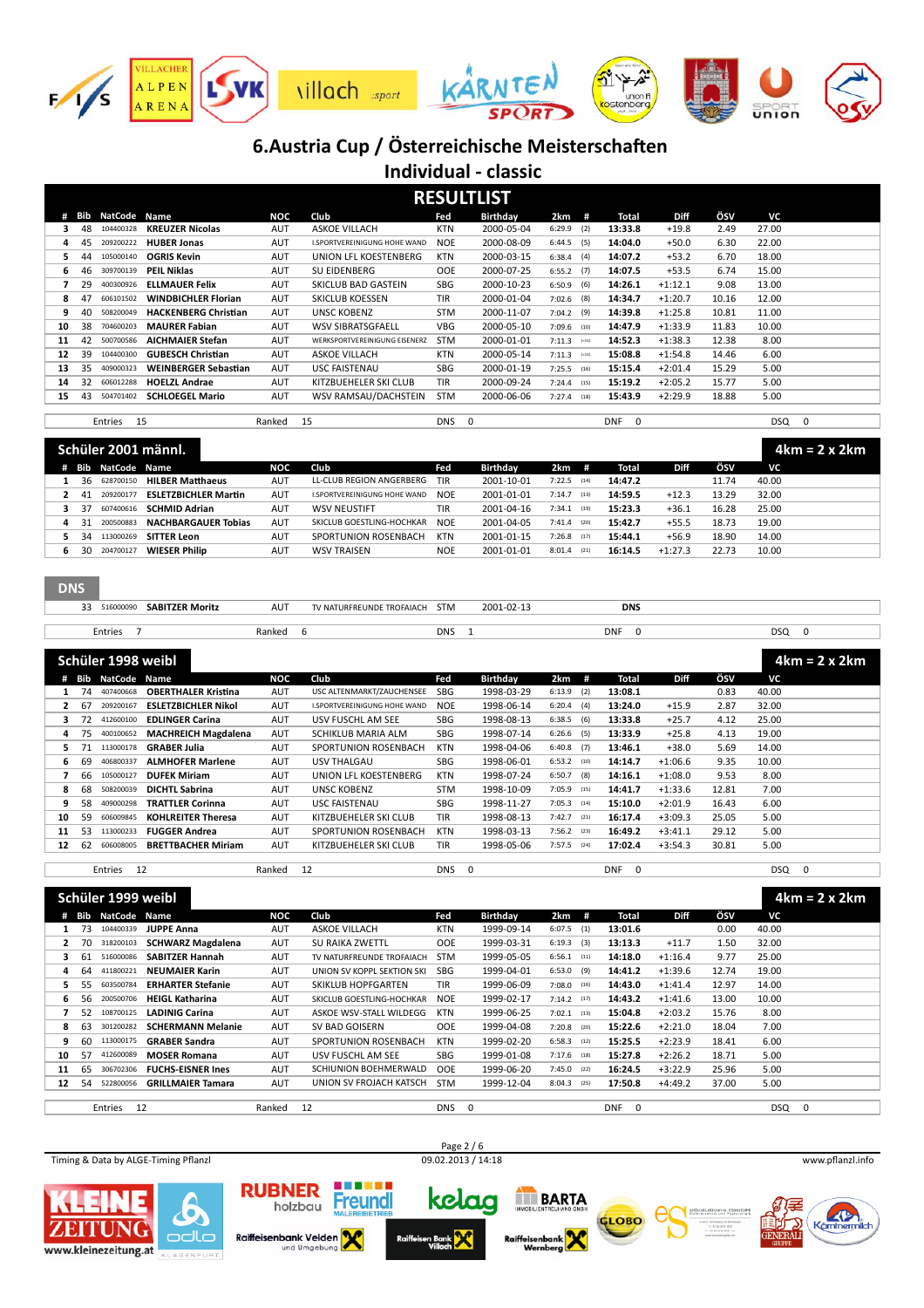# 6.Austria Cup / Österreichische Meisterschaften

## Individual - classic

## RESULTLIST

| # | Bib | NatCode | Name | NOC | Club | Fed | Birthday | 2km | # | Total | Diff | ÖSV | VC |
|---|---|---|---|---|---|---|---|---|---|---|---|---|---|
| 3 | 48 | 104400328 | **KREUZER Nicolas** | AUT | ASKOE VILLACH | KTN | 2000-05-04 | 6:29.9 | (2) | **13:33.8** | +19.8 | 2.49 | 27.00 |
| 4 | 45 | 209200222 | **HUBER Jonas** | AUT | I.SPORTVEREINIGUNG HOHE WAND | NOE | 2000-08-09 | 6:44.5 | (5) | **14:04.0** | +50.0 | 6.30 | 22.00 |
| 5 | 44 | 105000140 | **OGRIS Kevin** | AUT | UNION LFL KOESTENBERG | KTN | 2000-03-15 | 6:38.4 | (4) | **14:07.2** | +53.2 | 6.70 | 18.00 |
| 6 | 46 | 309700139 | **PEIL Niklas** | AUT | SU EIDENBERG | OOE | 2000-07-25 | 6:55.2 | (7) | **14:07.5** | +53.5 | 6.74 | 15.00 |
| 7 | 29 | 400300926 | **ELLMAUER Felix** | AUT | SKICLUB BAD GASTEIN | SBG | 2000-10-23 | 6:50.9 | (6) | **14:26.1** | +1:12.1 | 9.08 | 13.00 |
| 8 | 47 | 606101502 | **WINDBICHLER Florian** | AUT | SKICLUB KOESSEN | TIR | 2000-01-04 | 7:02.6 | (8) | **14:34.7** | +1:20.7 | 10.16 | 12.00 |
| 9 | 40 | 508200049 | **HACKENBERG Christian** | AUT | UNSC KOBENZ | STM | 2000-11-07 | 7:04.2 | (9) | **14:39.8** | +1:25.8 | 10.81 | 11.00 |
| 10 | 38 | 704600203 | **MAURER Fabian** | AUT | WSV SIBRATSGFAELL | VBG | 2000-05-10 | 7:09.6 | (10) | **14:47.9** | +1:33.9 | 11.83 | 10.00 |
| 11 | 42 | 500700586 | **AICHMAIER Stefan** | AUT | WERKSPORTVEREINIGUNG EISENERZ | STM | 2000-01-01 | 7:11.3 | (11) | **14:52.3** | +1:38.3 | 12.38 | 8.00 |
| 12 | 39 | 104400300 | **GUBESCH Christian** | AUT | ASKOE VILLACH | KTN | 2000-05-14 | 7:11.3 | (11) | **15:08.8** | +1:54.8 | 14.46 | 6.00 |
| 13 | 35 | 409000323 | **WEINBERGER Sebastian** | AUT | USC FAISTENAU | SBG | 2000-01-19 | 7:25.5 | (16) | **15:15.4** | +2:01.4 | 15.29 | 5.00 |
| 14 | 32 | 606012288 | **HOELZL Andrae** | AUT | KITZBUEHELER SKI CLUB | TIR | 2000-09-24 | 7:24.4 | (15) | **15:19.2** | +2:05.2 | 15.77 | 5.00 |
| 15 | 43 | 504701402 | **SCHLOEGEL Mario** | AUT | WSV RAMSAU/DACHSTEIN | STM | 2000-06-06 | 7:27.4 | (18) | **15:43.9** | +2:29.9 | 18.88 | 5.00 |

Entries 15 | Ranked 15 | DNS 0 | DNF 0 | DSQ 0

## Schüler 2001 männl. — 4km = 2 x 2km

| # | Bib | NatCode | Name | NOC | Club | Fed | Birthday | 2km | # | Total | Diff | ÖSV | VC |
|---|---|---|---|---|---|---|---|---|---|---|---|---|---|
| 1 | 36 | 628700150 | **HILBER Matthaeus** | AUT | LL-CLUB REGION ANGERBERG | TIR | 2001-10-01 | 7:22.5 | (14) | **14:47.2** | | 11.74 | 40.00 |
| 2 | 41 | 209200177 | **ESLETZBICHLER Martin** | AUT | I.SPORTVEREINIGUNG HOHE WAND | NOE | 2001-01-01 | 7:14.7 | (13) | **14:59.5** | +12.3 | 13.29 | 32.00 |
| 3 | 37 | 607400616 | **SCHMID Adrian** | AUT | WSV NEUSTIFT | TIR | 2001-04-16 | 7:34.1 | (19) | **15:23.3** | +36.1 | 16.28 | 25.00 |
| 4 | 31 | 200500883 | **NACHBARGAUER Tobias** | AUT | SKICLUB GOESTLING-HOCHKAR | NOE | 2001-04-05 | 7:41.4 | (20) | **15:42.7** | +55.5 | 18.73 | 19.00 |
| 5 | 34 | 113000269 | **SITTER Leon** | AUT | SPORTUNION ROSENBACH | KTN | 2001-01-15 | 7:26.8 | (17) | **15:44.1** | +56.9 | 18.90 | 14.00 |
| 6 | 30 | 204700127 | **WIESER Philip** | AUT | WSV TRAISEN | NOE | 2001-01-01 | 8:01.4 | (21) | **16:14.5** | +1:27.3 | 22.73 | 10.00 |

### DNS

| Bib | NatCode | Name | NOC | Club | Fed | Birthday | Total |
|---|---|---|---|---|---|---|---|
| 33 | 516000090 | **SABITZER Moritz** | AUT | TV NATURFREUNDE TROFAIACH | STM | 2001-02-13 | **DNS** |

Entries 7 | Ranked 6 | DNS 1 | DNF 0 | DSQ 0

## Schüler 1998 weibl — 4km = 2 x 2km

| # | Bib | NatCode | Name | NOC | Club | Fed | Birthday | 2km | # | Total | Diff | ÖSV | VC |
|---|---|---|---|---|---|---|---|---|---|---|---|---|---|
| 1 | 74 | 407400668 | **OBERTHALER Kristina** | AUT | USC ALTENMARKT/ZAUCHENSEE | SBG | 1998-03-29 | 6:13.9 | (2) | **13:08.1** | | 0.83 | 40.00 |
| 2 | 67 | 209200167 | **ESLETZBICHLER Nikol** | AUT | I.SPORTVEREINIGUNG HOHE WAND | NOE | 1998-06-14 | 6:20.4 | (4) | **13:24.0** | +15.9 | 2.87 | 32.00 |
| 3 | 72 | 412600100 | **EDLINGER Carina** | AUT | USV FUSCHL AM SEE | SBG | 1998-08-13 | 6:38.5 | (6) | **13:33.8** | +25.7 | 4.12 | 25.00 |
| 4 | 75 | 400100652 | **MACHREICH Magdalena** | AUT | SCHIKLUB MARIA ALM | SBG | 1998-07-14 | 6:26.6 | (5) | **13:33.9** | +25.8 | 4.13 | 19.00 |
| 5 | 71 | 113000178 | **GRABER Julia** | AUT | SPORTUNION ROSENBACH | KTN | 1998-04-06 | 6:40.8 | (7) | **13:46.1** | +38.0 | 5.69 | 14.00 |
| 6 | 69 | 406800337 | **ALMHOFER Marlene** | AUT | USV THALGAU | SBG | 1998-06-01 | 6:53.2 | (10) | **14:14.7** | +1:06.6 | 9.35 | 10.00 |
| 7 | 66 | 105000127 | **DUFEK Miriam** | AUT | UNION LFL KOESTENBERG | KTN | 1998-07-24 | 6:50.7 | (8) | **14:16.1** | +1:08.0 | 9.53 | 8.00 |
| 8 | 68 | 508200039 | **DICHTL Sabrina** | AUT | UNSC KOBENZ | STM | 1998-10-09 | 7:05.9 | (15) | **14:41.7** | +1:33.6 | 12.81 | 7.00 |
| 9 | 58 | 409000298 | **TRATTLER Corinna** | AUT | USC FAISTENAU | SBG | 1998-11-27 | 7:05.3 | (14) | **15:10.0** | +2:01.9 | 16.43 | 6.00 |
| 10 | 59 | 606009845 | **KOHLREITER Theresa** | AUT | KITZBUEHELER SKI CLUB | TIR | 1998-08-13 | 7:42.7 | (21) | **16:17.4** | +3:09.3 | 25.05 | 5.00 |
| 11 | 53 | 113000233 | **FUGGER Andrea** | AUT | SPORTUNION ROSENBACH | KTN | 1998-03-13 | 7:56.2 | (23) | **16:49.2** | +3:41.1 | 29.12 | 5.00 |
| 12 | 62 | 606008005 | **BRETTBACHER Miriam** | AUT | KITZBUEHELER SKI CLUB | TIR | 1998-05-06 | 7:57.5 | (24) | **17:02.4** | +3:54.3 | 30.81 | 5.00 |

Entries 12 | Ranked 12 | DNS 0 | DNF 0 | DSQ 0

## Schüler 1999 weibl — 4km = 2 x 2km

| # | Bib | NatCode | Name | NOC | Club | Fed | Birthday | 2km | # | Total | Diff | ÖSV | VC |
|---|---|---|---|---|---|---|---|---|---|---|---|---|---|
| 1 | 73 | 104400339 | **JUPPE Anna** | AUT | ASKOE VILLACH | KTN | 1999-09-14 | 6:07.5 | (1) | **13:01.6** | | 0.00 | 40.00 |
| 2 | 70 | 318200103 | **SCHWARZ Magdalena** | AUT | SU RAIKA ZWETTL | OOE | 1999-03-31 | 6:19.3 | (3) | **13:13.3** | +11.7 | 1.50 | 32.00 |
| 3 | 61 | 516000086 | **SABITZER Hannah** | AUT | TV NATURFREUNDE TROFAIACH | STM | 1999-05-05 | 6:56.1 | (11) | **14:18.0** | +1:16.4 | 9.77 | 25.00 |
| 4 | 64 | 411800221 | **NEUMAIER Karin** | AUT | UNION SV KOPPL SEKTION SKI | SBG | 1999-04-01 | 6:53.0 | (9) | **14:41.2** | +1:39.6 | 12.74 | 19.00 |
| 5 | 55 | 603500784 | **ERHARTER Stefanie** | AUT | SKIKLUB HOPFGARTEN | TIR | 1999-06-09 | 7:08.0 | (16) | **14:43.0** | +1:41.4 | 12.97 | 14.00 |
| 6 | 56 | 200500706 | **HEIGL Katharina** | AUT | SKICLUB GOESTLING-HOCHKAR | NOE | 1999-02-17 | 7:14.2 | (17) | **14:43.2** | +1:41.6 | 13.00 | 10.00 |
| 7 | 52 | 108700125 | **LADINIG Carina** | AUT | ASKOE WSV-STALL WILDEGG | KTN | 1999-06-25 | 7:02.1 | (13) | **15:04.8** | +2:03.2 | 15.76 | 8.00 |
| 8 | 63 | 301200282 | **SCHERMANN Melanie** | AUT | SV BAD GOISERN | OOE | 1999-04-08 | 7:20.8 | (20) | **15:22.6** | +2:21.0 | 18.04 | 7.00 |
| 9 | 60 | 113000175 | **GRABER Sandra** | AUT | SPORTUNION ROSENBACH | KTN | 1999-02-20 | 6:58.3 | (12) | **15:25.5** | +2:23.9 | 18.41 | 6.00 |
| 10 | 57 | 412600089 | **MOSER Romana** | AUT | USV FUSCHL AM SEE | SBG | 1999-01-08 | 7:17.6 | (18) | **15:27.8** | +2:26.2 | 18.71 | 5.00 |
| 11 | 65 | 306702306 | **FUCHS-EISNER Ines** | AUT | SCHIUNION BOEHMERWALD | OOE | 1999-06-20 | 7:45.0 | (22) | **16:24.5** | +3:22.9 | 25.96 | 5.00 |
| 12 | 54 | 522800056 | **GRILLMAIER Tamara** | AUT | UNION SV FROJACH KATSCH | STM | 1999-12-04 | 8:04.3 | (25) | **17:50.8** | +4:49.2 | 37.00 | 5.00 |

Entries 12 | Ranked 12 | DNS 0 | DNF 0 | DSQ 0

Timing & Data by ALGE-Timing Pflanzl — 09.02.2013 / 14:18 — www.pflanzl.info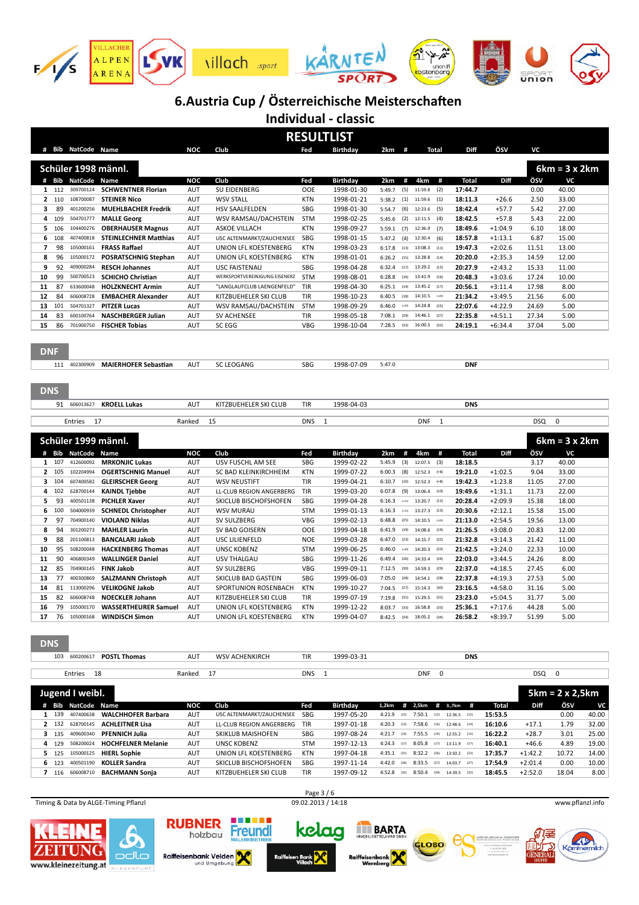# 6.Austria Cup / Österreichische Meisterschaften

## Individual - classic

## RESULTLIST

### Schüler 1998 männl. — 6km = 3 x 2km

| # | Bib | NatCode | Name | NOC | Club | Fed | Birthday | 2km | # | 4km | # | Total | Diff | ÖSV | VC |
|---|---|---|---|---|---|---|---|---|---|---|---|---|---|---|---|
| 1 | 112 | 309700124 | SCHWENTNER Florian | AUT | SU EIDENBERG | OOE | 1998-01-30 | 5:49.7 | (5) | 11:59.8 | (2) | 17:44.7 | | 0.00 | 40.00 |
| 2 | 110 | 108700087 | STEINER Nico | AUT | WSV STALL | KTN | 1998-01-21 | 5:38.2 | (1) | 11:59.6 | (1) | 18:11.3 | +26.6 | 2.50 | 33.00 |
| 3 | 89 | 401200256 | MUEHLBACHER Fredrik | AUT | HSV SAALFELDEN | SBG | 1998-01-30 | 5:54.7 | (6) | 12:23.6 | (5) | 18:42.4 | +57.7 | 5.42 | 27.00 |
| 4 | 109 | 504701777 | MALLE Georg | AUT | WSV RAMSAU/DACHSTEIN | STM | 1998-02-25 | 5:45.6 | (2) | 12:11.5 | (4) | 18:42.5 | +57.8 | 5.43 | 22.00 |
| 5 | 106 | 104400276 | OBERHAUSER Magnus | AUT | ASKOE VILLACH | KTN | 1998-09-27 | 5:59.1 | (7) | 12:36.9 | (7) | 18:49.6 | +1:04.9 | 6.10 | 18.00 |
| 6 | 108 | 407400818 | STEINLECHNER Matthias | AUT | USC ALTENMARKT/ZAUCHENSEE | SBG | 1998-01-15 | 5:47.2 | (4) | 12:30.4 | (6) | 18:57.8 | +1:13.1 | 6.87 | 15.00 |
| 7 | 98 | 105000161 | FRASS Raffael | AUT | UNION LFL KOESTENBERG | KTN | 1998-03-23 | 6:17.8 | (13) | 13:08.3 | (11) | 19:47.3 | +2:02.6 | 11.51 | 13.00 |
| 8 | 96 | 105000172 | POSRATSCHNIG Stephan | AUT | UNION LFL KOESTENBERG | KTN | 1998-01-01 | 6:26.2 | (15) | 13:28.8 | (14) | 20:20.0 | +2:35.3 | 14.59 | 12.00 |
| 9 | 92 | 409000284 | RESCH Johannes | AUT | USC FAISTENAU | SBG | 1998-04-28 | 6:32.4 | (17) | 13:29.2 | (15) | 20:27.9 | +2:43.2 | 15.33 | 11.00 |
| 10 | 99 | 500700523 | SCHICHO Christian | AUT | WERKSPORTVEREINIGUNG EISENERZ | STM | 1998-08-01 | 6:28.8 | (16) | 13:41.9 | (16) | 20:48.3 | +3:03.6 | 17.24 | 10.00 |
| 11 | 87 | 633600048 | HOLZKNECHT Armin | AUT | "LANGLAUFCLUB LAENGENFELD" | TIR | 1998-04-30 | 6:25.1 | (14) | 13:45.2 | (17) | 20:56.1 | +3:11.4 | 17.98 | 8.00 |
| 12 | 84 | 606008728 | EMBACHER Alexander | AUT | KITZBUEHELER SKI CLUB | TIR | 1998-10-23 | 6:40.5 | (18) | 14:10.5 | (=20) | 21:34.2 | +3:49.5 | 21.56 | 6.00 |
| 13 | 101 | 504701327 | PITZER Lucas | AUT | WSV RAMSAU/DACHSTEIN | STM | 1998-09-29 | 6:46.0 | (=20) | 14:24.8 | (25) | 22:07.6 | +4:22.9 | 24.69 | 5.00 |
| 14 | 83 | 600100764 | NASCHBERGER Julian | AUT | SV ACHENSEE | TIR | 1998-05-18 | 7:08.1 | (29) | 14:46.1 | (27) | 22:35.8 | +4:51.1 | 27.34 | 5.00 |
| 15 | 86 | 701900750 | FISCHER Tobias | AUT | SC EGG | VBG | 1998-10-04 | 7:28.5 | (32) | 16:00.5 | (32) | 24:19.1 | +6:34.4 | 37.04 | 5.00 |

**DNF**

| Bib | NatCode | Name | NOC | Club | Fed | Birthday | 2km | Status |
|---|---|---|---|---|---|---|---|---|
| 111 | 402300909 | MAIERHOFER Sebastian | AUT | SC LEOGANG | SBG | 1998-07-09 | 5:47.0 | DNF |

**DNS**

| Bib | NatCode | Name | NOC | Club | Fed | Birthday | Status |
|---|---|---|---|---|---|---|---|
| 91 | 606013627 | KROELL Lukas | AUT | KITZBUEHELER SKI CLUB | TIR | 1998-04-03 | DNS |

Entries 17 — Ranked 15 — DNS 1 — DNF 1 — DSQ 0

### Schüler 1999 männl. — 6km = 3 x 2km

| # | Bib | NatCode | Name | NOC | Club | Fed | Birthday | 2km | # | 4km | # | Total | Diff | ÖSV | VC |
|---|---|---|---|---|---|---|---|---|---|---|---|---|---|---|---|
| 1 | 107 | 412600092 | MRKONJIC Lukas | AUT | USV FUSCHL AM SEE | SBG | 1999-02-22 | 5:45.9 | (3) | 12:07.5 | (3) | 18:18.5 | | 3.17 | 40.00 |
| 2 | 105 | 102204994 | OGERTSCHNIG Manuel | AUT | SC BAD KLEINKIRCHHEIM | KTN | 1999-07-22 | 6:00.3 | (8) | 12:52.3 | (=8) | 19:21.0 | +1:02.5 | 9.04 | 33.00 |
| 3 | 104 | 607400582 | GLEIRSCHER Georg | AUT | WSV NEUSTIFT | TIR | 1999-04-21 | 6:10.7 | (10) | 12:52.3 | (=8) | 19:42.3 | +1:23.8 | 11.05 | 27.00 |
| 4 | 102 | 628700144 | KAINDL Tjebbe | AUT | LL-CLUB REGION ANGERBERG | TIR | 1999-03-20 | 6:07.8 | (9) | 13:06.4 | (10) | 19:49.6 | +1:31.1 | 11.73 | 22.00 |
| 5 | 93 | 400501138 | PICHLER Xaver | AUT | SKICLUB BISCHOFSHOFEN | SBG | 1999-04-28 | 6:16.3 | (=11) | 13:20.7 | (12) | 20:28.4 | +2:09.9 | 15.38 | 18.00 |
| 6 | 100 | 504000939 | SCHNEDL Christopher | AUT | WSV MURAU | STM | 1999-01-13 | 6:16.3 | (=11) | 13:27.3 | (13) | 20:30.6 | +2:12.1 | 15.58 | 15.00 |
| 7 | 97 | 704900140 | VIOLAND Niklas | AUT | SV SULZBERG | VBG | 1999-02-13 | 6:48.8 | (25) | 14:10.5 | (=20) | 21:13.0 | +2:54.5 | 19.56 | 13.00 |
| 8 | 94 | 301200273 | MAHLER Laurin | AUT | SV BAD GOISERN | OOE | 1999-04-18 | 6:41.9 | (19) | 14:08.6 | (19) | 21:26.5 | +3:08.0 | 20.83 | 12.00 |
| 9 | 88 | 201100813 | BANCALARI Jakob | AUT | USC LILIENFELD | NOE | 1999-03-28 | 6:47.0 | (23) | 14:15.7 | (22) | 21:32.8 | +3:14.3 | 21.42 | 11.00 |
| 10 | 95 | 508200048 | HACKENBERG Thomas | AUT | UNSC KOBENZ | STM | 1999-06-25 | 6:46.0 | (=20) | 14:20.3 | (23) | 21:42.5 | +3:24.0 | 22.33 | 10.00 |
| 11 | 90 | 406800349 | WALLINGER Daniel | AUT | USV THALGAU | SBG | 1999-11-26 | 6:49.4 | (26) | 14:33.4 | (26) | 22:03.0 | +3:44.5 | 24.26 | 8.00 |
| 12 | 85 | 704900145 | FINK Jakob | AUT | SV SULZBERG | VBG | 1999-09-11 | 7:12.5 | (30) | 14:59.3 | (29) | 22:37.0 | +4:18.5 | 27.45 | 6.00 |
| 13 | 77 | 400300869 | SALZMANN Christoph | AUT | SKICLUB BAD GASTEIN | SBG | 1999-06-03 | 7:05.0 | (28) | 14:54.1 | (28) | 22:37.8 | +4:19.3 | 27.53 | 5.00 |
| 14 | 81 | 113000296 | VELIKOGNE Jakob | AUT | SPORTUNION ROSENBACH | KTN | 1999-10-27 | 7:04.5 | (27) | 15:14.3 | (30) | 23:16.5 | +4:58.0 | 31.16 | 5.00 |
| 15 | 82 | 606008748 | NOECKLER Johann | AUT | KITZBUEHELER SKI CLUB | TIR | 1999-07-19 | 7:19.8 | (31) | 15:29.5 | (31) | 23:23.0 | +5:04.5 | 31.77 | 5.00 |
| 16 | 79 | 105000170 | WASSERTHEURER Samuel | AUT | UNION LFL KOESTENBERG | KTN | 1999-12-22 | 8:03.7 | (33) | 16:58.8 | (33) | 25:36.1 | +7:17.6 | 44.28 | 5.00 |
| 17 | 76 | 105000168 | WINDISCH Simon | AUT | UNION LFL KOESTENBERG | KTN | 1999-04-07 | 8:42.5 | (34) | 18:05.2 | (34) | 26:58.2 | +8:39.7 | 51.99 | 5.00 |

**DNS**

| Bib | NatCode | Name | NOC | Club | Fed | Birthday | Status |
|---|---|---|---|---|---|---|---|
| 103 | 600200617 | POSTL Thomas | AUT | WSV ACHENKIRCH | TIR | 1999-03-31 | DNS |

Entries 18 — Ranked 17 — DNS 1 — DNF 0 — DSQ 0

### Jugend I weibl. — 5km = 2 x 2,5km

| # | Bib | NatCode | Name | NOC | Club | Fed | Birthday | 1,2km | # | 2,5km | # | 3,7km | # | Total | Diff | ÖSV | VC |
|---|---|---|---|---|---|---|---|---|---|---|---|---|---|---|---|---|---|
| 1 | 139 | 407400638 | WALCHHOFER Barbara | AUT | USC ALTENMARKT/ZAUCHENSEE | SBG | 1997-05-20 | 4:21.9 | (15) | 7:50.1 | (12) | 12:36.5 | (12) | 15:53.5 | | 0.00 | 40.00 |
| 2 | 132 | 628700145 | ACHLEITNER Lisa | AUT | LL-CLUB REGION ANGERBERG | TIR | 1997-01-18 | 4:20.3 | (13) | 7:58.6 | (16) | 12:48.6 | (14) | 16:10.6 | +17.1 | 1.79 | 32.00 |
| 3 | 135 | 409600340 | PFENNICH Julia | AUT | SKIKLUB MAISHOFEN | SBG | 1997-08-24 | 4:21.7 | (14) | 7:55.5 | (14) | 12:55.2 | (15) | 16:22.2 | +28.7 | 3.01 | 25.00 |
| 4 | 129 | 508200024 | HOCHFELNER Melanie | AUT | UNSC KOBENZ | STM | 1997-12-13 | 4:24.3 | (17) | 8:05.8 | (17) | 13:11.9 | (17) | 16:40.1 | +46.6 | 4.89 | 19.00 |
| 5 | 125 | 105000125 | HIERL Sophie | AUT | UNION LFL KOESTENBERG | KTN | 1997-04-18 | 4:35.1 | (21) | 8:32.2 | (26) | 13:50.2 | (23) | 17:35.7 | +1:42.2 | 10.72 | 14.00 |
| 6 | 123 | 400501190 | KOLLER Sandra | AUT | SKICLUB BISCHOFSHOFEN | SBG | 1997-11-14 | 4:42.0 | (26) | 8:33.5 | (27) | 14:03.7 | (27) | 17:54.9 | +2:01.4 | 0.00 | 10.00 |
| 7 | 116 | 606008710 | BACHMANN Sonja | AUT | KITZBUEHELER SKI CLUB | TIR | 1997-09-12 | 4:52.8 | (32) | 8:50.4 | (30) | 14:39.5 | (32) | 18:45.5 | +2:52.0 | 18.04 | 8.00 |

Timing & Data by ALGE-Timing Pflanzl — 09.02.2013 / 14:18 — www.pflanzl.info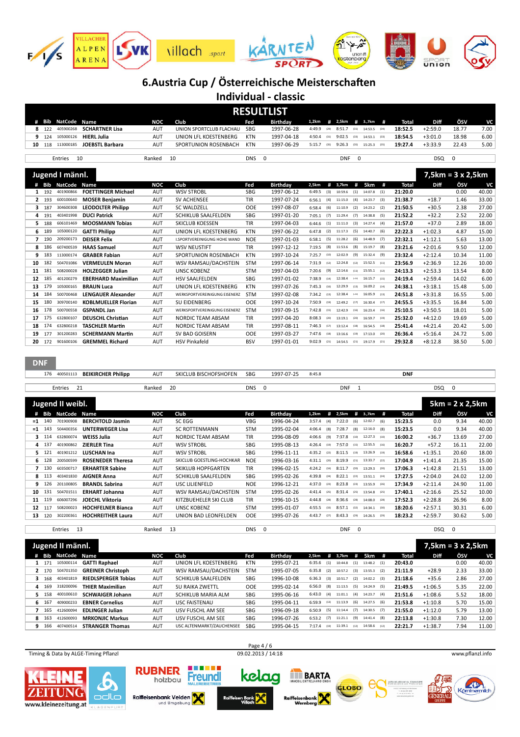# 6.Austria Cup / Österreichische Meisterschaften

## Individual - classic

### RESULTLIST

| # | Bib | NatCode | Name | NOC | Club | Fed | Birthday | 1,2km | # | 2,5km | # | 3,7km | # | Total | Diff | ÖSV | VC |
|---|---|---|---|---|---|---|---|---|---|---|---|---|---|---|---|---|---|
| 8 | 122 | 405900268 | **SCHARTNER Lisa** | AUT | UNION SPORTCLUB FLACHAU | SBG | 1997-06-28 | 4:49.9 | (29) | 8:51.7 | (33) | 14:53.5 | (34) | **18:52.5** | +2:59.0 | 18.77 | 7.00 |
| 9 | 124 | 105000126 | **HIERL Julia** | AUT | UNION LFL KOESTENBERG | KTN | 1997-04-18 | 4:50.4 | (31) | 9:02.5 | (34) | 14:53.1 | (33) | **18:54.5** | +3:01.0 | 18.98 | 6.00 |
| 10 | 118 | 113000185 | **JOEBSTL Barbara** | AUT | SPORTUNION ROSENBACH | KTN | 1997-06-29 | 5:15.7 | (35) | 9:26.3 | (35) | 15:25.3 | (35) | **19:27.4** | +3:33.9 | 22.43 | 5.00 |

Entries 10 | Ranked 10 | DNS 0 | DNF 0 | DSQ 0

### Jugend I männl. — 7,5km = 3 x 2,5km

| # | Bib | NatCode | Name | NOC | Club | Fed | Birthday | 2,5km | # | 3,7km | # | 5km | # | Total | Diff | ÖSV | VC |
|---|---|---|---|---|---|---|---|---|---|---|---|---|---|---|---|---|---|
| 1 | 192 | 401900866 | **FOETTINGER Michael** | AUT | WSV STROBL | SBG | 1997-06-12 | 6:49.5 | (3) | 10:59.6 | (1) | 14:07.8 | (1) | **21:20.0** | | 0.00 | 40.00 |
| 2 | 193 | 600100640 | **MOSER Benjamin** | AUT | SV ACHENSEE | TIR | 1997-07-24 | 6:56.1 | (4) | 11:15.0 | (4) | 14:23.7 | (3) | **21:38.7** | +18.7 | 1.46 | 33.00 |
| 3 | 187 | 304600308 | **LEODOLTER Philipp** | AUT | SC WALDZELL | OOE | 1997-08-07 | 6:58.4 | (6) | 11:10.9 | (2) | 14:23.2 | (2) | **21:50.5** | +30.5 | 2.38 | 27.00 |
| 4 | 191 | 403401998 | **DUCI Patrick** | AUT | SCHIKLUB SAALFELDEN | SBG | 1997-01-20 | 7:05.1 | (7) | 11:29.4 | (7) | 14:38.8 | (5) | **21:52.2** | +32.2 | 2.52 | 22.00 |
| 5 | 188 | 606101469 | **MOOSMANN Tobias** | AUT | SKICLUB KOESSEN | TIR | 1997-04-03 | 6:44.6 | (1) | 11:11.0 | (3) | 14:27.4 | (4) | **21:57.0** | +37.0 | 2.89 | 18.00 |
| 6 | 189 | 105000120 | **GATTI Philipp** | AUT | UNION LFL KOESTENBERG | KTN | 1997-06-22 | 6:47.8 | (2) | 11:17.3 | (5) | 14:40.7 | (6) | **22:22.3** | +1:02.3 | 4.87 | 15.00 |
| 7 | 190 | 209200173 | **DEISER Felix** | AUT | I.SPORTVEREINIGUNG HOHE WAND | NOE | 1997-01-03 | 6:58.1 | (5) | 11:28.2 | (6) | 14:48.9 | (7) | **22:32.1** | +1:12.1 | 5.63 | 13.00 |
| 8 | 186 | 607400539 | **HAAS Samuel** | AUT | WSV NEUSTIFT | TIR | 1997-12-12 | 7:19.5 | (8) | 11:53.6 | (8) | 15:19.7 | (8) | **23:21.6** | +2:01.6 | 9.50 | 12.00 |
| 9 | 183 | 113000174 | **GRABER Fabian** | AUT | SPORTUNION ROSENBACH | KTN | 1997-10-24 | 7:25.7 | (10) | 12:02.9 | (9) | 15:32.4 | (9) | **23:32.4** | +2:12.4 | 10.34 | 11.00 |
| 10 | 182 | 504701086 | **VERMEULEN Moran** | AUT | WSV RAMSAU/DACHSTEIN | STM | 1997-06-14 | 7:31.9 | (12) | 12:24.8 | (12) | 15:52.5 | (11) | **23:56.9** | +2:36.9 | 12.26 | 10.00 |
| 11 | 181 | 508200028 | **HOLZEGGER Julian** | AUT | UNSC KOBENZ | STM | 1997-04-03 | 7:20.6 | (9) | 12:14.6 | (11) | 15:55.1 | (12) | **24:13.3** | +2:53.3 | 13.54 | 8.00 |
| 12 | 185 | 401200279 | **EBERHARD Maximilian** | AUT | HSV SAALFELDEN | SBG | 1997-01-02 | 7:38.9 | (14) | 12:38.4 | (14) | 16:15.7 | (15) | **24:19.4** | +2:59.4 | 14.02 | 6.00 |
| 13 | 179 | 105000165 | **BRAUN Luca** | AUT | UNION LFL KOESTENBERG | KTN | 1997-07-26 | 7:45.3 | (16) | 12:29.9 | (13) | 16:09.2 | (14) | **24:38.1** | +3:18.1 | 15.48 | 5.00 |
| 14 | 184 | 500700468 | **LENGAUER Alexander** | AUT | WERKSPORTVEREINIGUNG EISENERZ | STM | 1997-02-08 | 7:34.2 | (13) | 12:38.4 | (14) | 16:05.9 | (13) | **24:51.8** | +3:31.8 | 16.55 | 5.00 |
| 15 | 180 | 309700140 | **KOBLMUELLER Florian** | AUT | SU EIDENBERG | OOE | 1997-10-24 | 7:50.9 | (19) | 12:49.2 | (17) | 16:30.4 | (17) | **24:55.5** | +3:35.5 | 16.84 | 5.00 |
| 16 | 178 | 500700558 | **GSPANDL Jan** | AUT | WERKSPORTVEREINIGUNG EISENERZ | STM | 1997-09-15 | 7:42.8 | (15) | 12:42.9 | (16) | 16:23.4 | (16) | **25:10.5** | +3:50.5 | 18.01 | 5.00 |
| 17 | 175 | 632800107 | **DEUSCHL Christian** | AUT | NORDIC TEAM ABSAM | TIR | 1997-04-20 | 8:08.3 | (20) | 13:19.1 | (20) | 16:59.7 | (19) | **25:32.0** | +4:12.0 | 19.69 | 5.00 |
| 18 | 174 | 632800218 | **TASCHLER Martin** | AUT | NORDIC TEAM ABSAM | TIR | 1997-08-11 | 7:46.3 | (17) | 13:12.4 | (18) | 16:54.5 | (18) | **25:41.4** | +4:21.4 | 20.42 | 5.00 |
| 19 | 177 | 301200283 | **SCHERMANN Martin** | AUT | SV BAD GOISERN | OOE | 1997-03-27 | 7:47.6 | (18) | 13:16.6 | (19) | 17:13.0 | (20) | **26:36.4** | +5:16.4 | 24.72 | 5.00 |
| 20 | 172 | 901600106 | **GREMMEL Richard** | AUT | HSV Pinkafeld | BSV | 1997-01-01 | 9:02.9 | (21) | 14:54.5 | (21) | 19:17.9 | (21) | **29:32.8** | +8:12.8 | 38.50 | 5.00 |

**DNF**

| # | Bib | NatCode | Name | NOC | Club | Fed | Birthday | 2,5km | | | | | | Total |
|---|---|---|---|---|---|---|---|---|---|---|---|---|---|---|
| | 176 | 400501113 | **BEIKIRCHER Philipp** | AUT | SKICLUB BISCHOFSHOFEN | SBG | 1997-07-25 | 8:45.8 | | | | | | DNF |

Entries 21 | Ranked 20 | DNS 0 | DNF 1 | DSQ 0

### Jugend II weibl. — 5km = 2 x 2,5km

| # | Bib | NatCode | Name | NOC | Club | Fed | Birthday | 1,2km | # | 2,5km | # | 3,7km | # | Total | Diff | ÖSV | VC |
|---|---|---|---|---|---|---|---|---|---|---|---|---|---|---|---|---|---|
| =1 | 140 | 701900908 | **BERCHTOLD Jasmin** | AUT | SC EGG | VBG | 1996-04-24 | 3:57.4 | (4) | 7:22.0 | (6) | 12:02.7 | (6) | **15:23.5** | 0.0 | 9.34 | 40.00 |
| =1 | 143 | 504400356 | **UNTERWEGER Lisa** | AUT | SC ROTTENMANN | STM | 1995-02-04 | 4:06.4 | (8) | 7:28.7 | (8) | 12:16.0 | (8) | **15:23.5** | 0.0 | 9.34 | 40.00 |
| 3 | 114 | 632800074 | **WEISS Julia** | AUT | NORDIC TEAM ABSAM | TIR | 1996-08-09 | 4:06.6 | (9) | 7:37.8 | (10) | 12:27.3 | (10) | **16:00.2** | +36.7 | 13.69 | 27.00 |
| 4 | 137 | 401900862 | **ZIERLER Tina** | AUT | WSV STROBL | SBG | 1995-08-13 | 4:26.4 | (19) | 7:57.0 | (15) | 12:55.5 | (16) | **16:20.7** | +57.2 | 16.11 | 22.00 |
| 5 | 121 | 401901212 | **LUSCHAN Ina** | AUT | WSV STROBL | SBG | 1996-11-11 | 4:35.2 | (22) | 8:11.5 | (19) | 13:26.9 | (19) | **16:58.6** | +1:35.1 | 20.60 | 18.00 |
| 6 | 128 | 200500599 | **ROSENEDER Theresa** | AUT | SKICLUB GOESTLING-HOCHKAR | NOE | 1996-03-16 | 4:31.1 | (20) | 8:19.9 | (21) | 13:33.7 | (22) | **17:04.9** | +1:41.4 | 21.35 | 15.00 |
| 7 | 130 | 603500717 | **ERHARTER Sabine** | AUT | SKIKLUB HOPFGARTEN | TIR | 1996-02-15 | 4:24.2 | (18) | 8:11.7 | (20) | 13:29.3 | (20) | **17:06.3** | +1:42.8 | 21.51 | 13.00 |
| 8 | 113 | 403401830 | **AIGNER Anna** | AUT | SCHIKLUB SAALFELDEN | SBG | 1995-02-26 | 4:39.8 | (24) | 8:22.1 | (22) | 13:51.1 | (24) | **17:27.5** | +2:04.0 | 24.02 | 12.00 |
| 9 | 126 | 201100805 | **BRANDL Sabrina** | AUT | USC LILIENFELD | NOE | 1996-12-21 | 4:37.0 | (23) | 8:23.8 | (23) | 13:55.9 | (26) | **17:34.9** | +2:11.4 | 24.90 | 11.00 |
| 10 | 131 | 504701511 | **ERHART Johanna** | AUT | WSV RAMSAU/DACHSTEIN | STM | 1995-02-26 | 4:41.4 | (25) | 8:31.4 | (25) | 13:54.8 | (25) | **17:40.1** | +2:16.6 | 25.52 | 10.00 |
| 11 | 119 | 606007296 | **JOECHL Viktoria** | AUT | KITZBUEHELER SKI CLUB | TIR | 1996-10-15 | 4:44.8 | (28) | 8:36.6 | (28) | 14:08.0 | (28) | **17:52.3** | +2:28.8 | 26.96 | 8.00 |
| 12 | 117 | 508200023 | **HOCHFELNER Bianca** | AUT | UNSC KOBENZ | STM | 1995-01-07 | 4:55.5 | (33) | 8:57.1 | (32) | 14:34.1 | (30) | **18:20.6** | +2:57.1 | 30.31 | 6.00 |
| 13 | 120 | 302200361 | **HOCHREITHER Laura** | AUT | UNION BAD LEONFELDEN | OOE | 1995-07-26 | 4:43.7 | (27) | 8:43.3 | (29) | 14:26.5 | (29) | **18:23.2** | +2:59.7 | 30.62 | 5.00 |

Entries 13 | Ranked 13 | DNS 0 | DNF 0 | DSQ 0

### Jugend II männl. — 7,5km = 3 x 2,5km

| # | Bib | NatCode | Name | NOC | Club | Fed | Birthday | 2,5km | # | 3,7km | # | 5km | # | Total | Diff | ÖSV | VC |
|---|---|---|---|---|---|---|---|---|---|---|---|---|---|---|---|---|---|
| 1 | 171 | 105000114 | **GATTI Raphael** | AUT | UNION LFL KOESTENBERG | KTN | 1995-07-21 | 6:35.6 | (1) | 10:44.8 | (1) | 13:48.2 | (1) | **20:43.0** | | 0.00 | 40.00 |
| 2 | 170 | 504701350 | **GREINER Christoph** | AUT | WSV RAMSAU/DACHSTEIN | STM | 1995-07-05 | 6:35.8 | (2) | 10:57.2 | (3) | 13:55.3 | (2) | **21:11.9** | +28.9 | 2.33 | 33.00 |
| 3 | 168 | 403401819 | **RIEDLSPERGER Tobias** | AUT | SCHIKLUB SAALFELDEN | SBG | 1996-10-08 | 6:36.3 | (3) | 10:51.7 | (2) | 14:02.2 | (3) | **21:18.6** | +35.6 | 2.86 | 27.00 |
| 4 | 169 | 318200096 | **THIER Maximilian** | AUT | SU RAIKA ZWETTL | OOE | 1995-02-14 | 6:56.0 | (8) | 11:13.5 | (5) | 14:24.9 | (5) | **21:49.5** | +1:06.5 | 5.35 | 22.00 |
| 5 | 158 | 400100610 | **SCHWAIGER Johann** | AUT | SCHIKLUB MARIA ALM | SBG | 1995-06-16 | 6:43.0 | (4) | 11:01.1 | (4) | 14:23.7 | (4) | **21:51.6** | +1:08.6 | 5.52 | 18.00 |
| 6 | 167 | 409000233 | **EBNER Cornelius** | AUT | USC FAISTENAU | SBG | 1995-04-11 | 6:59.9 | (13) | 11:13.9 | (6) | 14:27.5 | (6) | **21:53.8** | +1:10.8 | 5.70 | 15.00 |
| 7 | 165 | 412600094 | **EDLINGER Julian** | AUT | USV FUSCHL AM SEE | SBG | 1996-09-18 | 6:50.9 | (5) | 11:14.4 | (7) | 14:30.5 | (7) | **21:55.0** | +1:12.0 | 5.79 | 13.00 |
| 8 | 163 | 412600093 | **MRKONJIC Markus** | AUT | USV FUSCHL AM SEE | SBG | 1996-07-26 | 6:53.2 | (7) | 11:21.1 | (9) | 14:41.4 | (8) | **22:13.8** | +1:30.8 | 7.30 | 12.00 |
| 9 | 166 | 407400514 | **STRANGER Thomas** | AUT | USC ALTENMARKT/ZAUCHENSEE | SBG | 1995-04-15 | 7:17.4 | (19) | 11:39.1 | (12) | 14:58.6 | (12) | **22:21.7** | +1:38.7 | 7.94 | 11.00 |

Timing & Data by ALGE-Timing Pflanzl | 09.02.2013 / 14:18 | www.pflanzl.info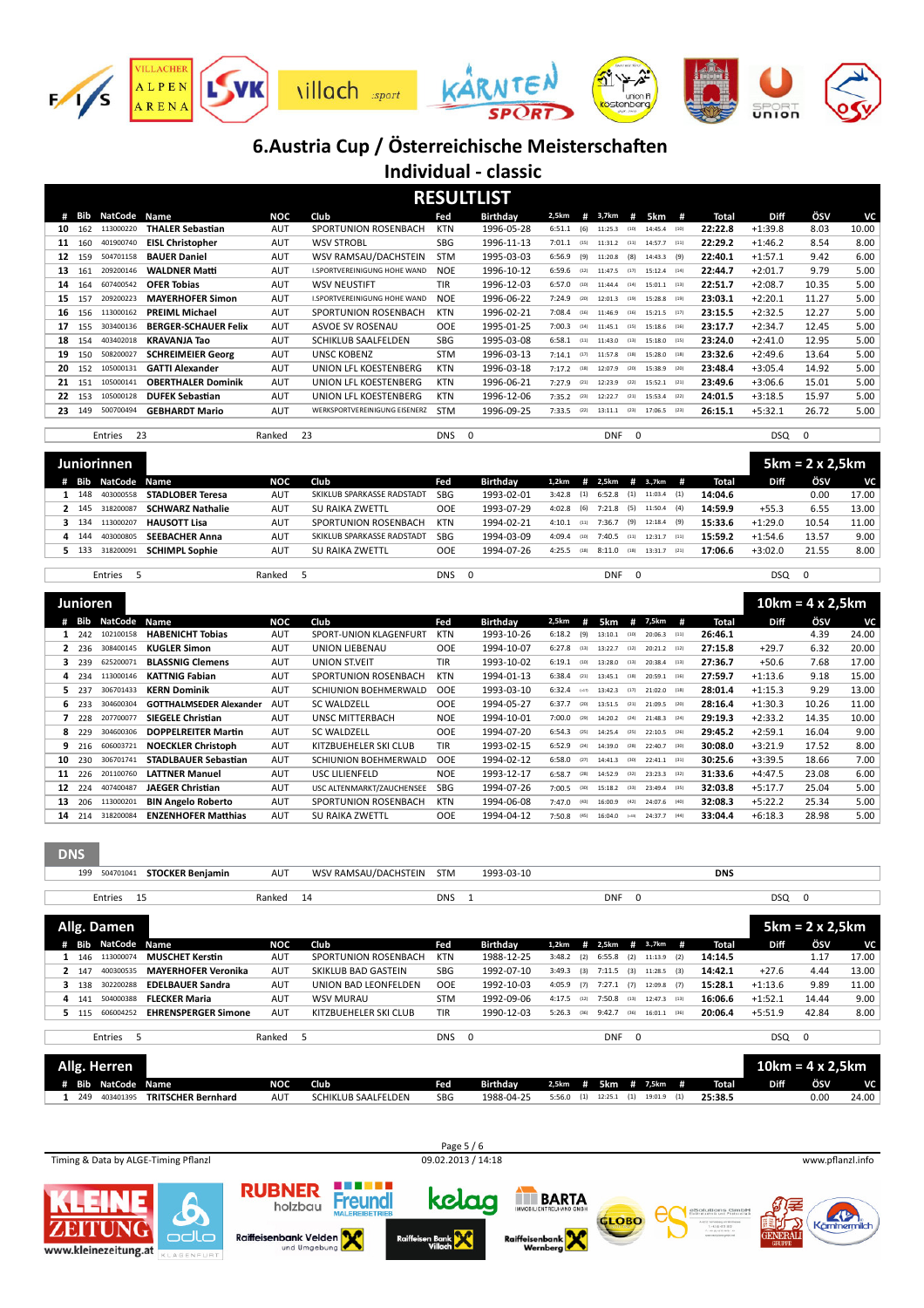# 6.Austria Cup / Österreichische Meisterschaften

## Individual - classic

### RESULTLIST

| # | Bib | NatCode | Name | NOC | Club | Fed | Birthday | 2,5km | # | 3,7km | # | 5km | # | Total | Diff | ÖSV | VC |
|---|---|---|---|---|---|---|---|---|---|---|---|---|---|---|---|---|---|
| 10 | 162 | 113000220 | THALER Sebastian | AUT | SPORTUNION ROSENBACH | KTN | 1996-05-28 | 6:51.1 | (6) | 11:25.3 | (10) | 14:45.4 | (10) | 22:22.8 | +1:39.8 | 8.03 | 10.00 |
| 11 | 160 | 401900740 | EISL Christopher | AUT | WSV STROBL | SBG | 1996-11-13 | 7:01.1 | (15) | 11:31.2 | (11) | 14:57.7 | (11) | 22:29.2 | +1:46.2 | 8.54 | 8.00 |
| 12 | 159 | 504701158 | BAUER Daniel | AUT | WSV RAMSAU/DACHSTEIN | STM | 1995-03-03 | 6:56.9 | (9) | 11:20.8 | (8) | 14:43.3 | (9) | 22:40.1 | +1:57.1 | 9.42 | 6.00 |
| 13 | 161 | 209200146 | WALDNER Matti | AUT | I.SPORTVEREINIGUNG HOHE WAND | NOE | 1996-10-12 | 6:59.6 | (12) | 11:47.5 | (17) | 15:12.4 | (14) | 22:44.7 | +2:01.7 | 9.79 | 5.00 |
| 14 | 164 | 607400542 | OFER Tobias | AUT | WSV NEUSTIFT | TIR | 1996-12-03 | 6:57.0 | (10) | 11:44.4 | (14) | 15:01.1 | (13) | 22:51.7 | +2:08.7 | 10.35 | 5.00 |
| 15 | 157 | 209200223 | MAYERHOFER Simon | AUT | I.SPORTVEREINIGUNG HOHE WAND | NOE | 1996-06-22 | 7:24.9 | (20) | 12:01.3 | (19) | 15:28.8 | (19) | 23:03.1 | +2:20.1 | 11.27 | 5.00 |
| 16 | 156 | 113000162 | PREIML Michael | AUT | SPORTUNION ROSENBACH | KTN | 1996-02-21 | 7:08.4 | (16) | 11:46.9 | (16) | 15:21.5 | (17) | 23:15.5 | +2:32.5 | 12.27 | 5.00 |
| 17 | 155 | 303400136 | BERGER-SCHAUER Felix | AUT | ASVOE SV ROSENAU | OOE | 1995-01-25 | 7:00.3 | (14) | 11:45.1 | (15) | 15:18.6 | (16) | 23:17.7 | +2:34.7 | 12.45 | 5.00 |
| 18 | 154 | 403402018 | KRAVANJA Tao | AUT | SCHIKLUB SAALFELDEN | SBG | 1995-03-08 | 6:58.1 | (11) | 11:43.0 | (13) | 15:18.0 | (15) | 23:24.0 | +2:41.0 | 12.95 | 5.00 |
| 19 | 150 | 508200027 | SCHREIMEIER Georg | AUT | UNSC KOBENZ | STM | 1996-03-13 | 7:14.1 | (17) | 11:57.8 | (18) | 15:28.0 | (18) | 23:32.6 | +2:49.6 | 13.64 | 5.00 |
| 20 | 152 | 105000131 | GATTI Alexander | AUT | UNION LFL KOESTENBERG | KTN | 1996-03-18 | 7:17.2 | (18) | 12:07.9 | (20) | 15:38.9 | (20) | 23:48.4 | +3:05.4 | 14.92 | 5.00 |
| 21 | 151 | 105000141 | OBERTHALER Dominik | AUT | UNION LFL KOESTENBERG | KTN | 1996-06-21 | 7:27.9 | (21) | 12:23.9 | (22) | 15:52.1 | (21) | 23:49.6 | +3:06.6 | 15.01 | 5.00 |
| 22 | 153 | 105000128 | DUFEK Sebastian | AUT | UNION LFL KOESTENBERG | KTN | 1996-12-06 | 7:35.2 | (23) | 12:22.7 | (21) | 15:53.4 | (22) | 24:01.5 | +3:18.5 | 15.97 | 5.00 |
| 23 | 149 | 500700494 | GEBHARDT Mario | AUT | WERKSPORTVEREINIGUNG EISENERZ | STM | 1996-09-25 | 7:33.5 | (22) | 13:11.1 | (23) | 17:06.5 | (23) | 26:15.1 | +5:32.1 | 26.72 | 5.00 |

Entries 23 | Ranked 23 | DNS 0 | DNF 0 | DSQ 0

### Juniorinnen — 5km = 2 x 2,5km

| # | Bib | NatCode | Name | NOC | Club | Fed | Birthday | 1,2km | # | 2,5km | # | 3,7km | # | Total | Diff | ÖSV | VC |
|---|---|---|---|---|---|---|---|---|---|---|---|---|---|---|---|---|---|
| 1 | 148 | 403000558 | STADLOBER Teresa | AUT | SKIKLUB SPARKASSE RADSTADT | SBG | 1993-02-01 | 3:42.8 | (1) | 6:52.8 | (1) | 11:03.4 | (1) | 14:04.6 | | 0.00 | 17.00 |
| 2 | 145 | 318200087 | SCHWARZ Nathalie | AUT | SU RAIKA ZWETTL | OOE | 1993-07-29 | 4:02.8 | (6) | 7:21.8 | (5) | 11:50.4 | (4) | 14:59.9 | +55.3 | 6.55 | 13.00 |
| 3 | 134 | 113000207 | HAUSOTT Lisa | AUT | SPORTUNION ROSENBACH | KTN | 1994-02-21 | 4:10.1 | (11) | 7:36.7 | (9) | 12:18.4 | (9) | 15:33.6 | +1:29.0 | 10.54 | 11.00 |
| 4 | 144 | 403000805 | SEEBACHER Anna | AUT | SKIKLUB SPARKASSE RADSTADT | SBG | 1994-03-09 | 4:09.4 | (10) | 7:40.5 | (11) | 12:31.7 | (11) | 15:59.2 | +1:54.6 | 13.57 | 9.00 |
| 5 | 133 | 318200091 | SCHIMPL Sophie | AUT | SU RAIKA ZWETTL | OOE | 1994-07-26 | 4:25.5 | (18) | 8:11.0 | (18) | 13:31.7 | (21) | 17:06.6 | +3:02.0 | 21.55 | 8.00 |

Entries 5 | Ranked 5 | DNS 0 | DNF 0 | DSQ 0

### Junioren — 10km = 4 x 2,5km

| # | Bib | NatCode | Name | NOC | Club | Fed | Birthday | 2,5km | # | 5km | # | 7,5km | # | Total | Diff | ÖSV | VC |
|---|---|---|---|---|---|---|---|---|---|---|---|---|---|---|---|---|---|
| 1 | 242 | 102100158 | HABENICHT Tobias | AUT | SPORT-UNION KLAGENFURT | KTN | 1993-10-26 | 6:18.2 | (9) | 13:10.1 | (10) | 20:06.3 | (11) | 26:46.1 | | 4.39 | 24.00 |
| 2 | 236 | 308400145 | KUGLER Simon | AUT | UNION LIEBENAU | OOE | 1994-10-07 | 6:27.8 | (13) | 13:22.7 | (12) | 20:21.2 | (12) | 27:15.8 | +29.7 | 6.32 | 20.00 |
| 3 | 239 | 625200071 | BLASSNIG Clemens | AUT | UNION ST.VEIT | TIR | 1993-10-02 | 6:19.1 | (10) | 13:28.0 | (13) | 20:38.4 | (13) | 27:36.7 | +50.6 | 7.68 | 17.00 |
| 4 | 234 | 113000146 | KATTNIG Fabian | AUT | SPORTUNION ROSENBACH | KTN | 1994-01-13 | 6:38.4 | (21) | 13:45.1 | (18) | 20:59.1 | (16) | 27:59.7 | +1:13.6 | 9.18 | 15.00 |
| 5 | 237 | 306701433 | KERN Dominik | AUT | SCHIUNION BOEHMERWALD | OOE | 1993-03-10 | 6:32.4 | (17) | 13:42.3 | (17) | 21:02.0 | (18) | 28:01.4 | +1:15.3 | 9.29 | 13.00 |
| 6 | 233 | 304600304 | GOTTHALMSEDER Alexander | AUT | SC WALDZELL | OOE | 1994-05-27 | 6:37.7 | (20) | 13:51.5 | (21) | 21:09.5 | (20) | 28:16.4 | +1:30.3 | 10.26 | 11.00 |
| 7 | 228 | 207700077 | SIEGELE Christian | AUT | UNSC MITTERBACH | NOE | 1994-10-01 | 7:00.0 | (29) | 14:20.2 | (24) | 21:48.3 | (24) | 29:19.3 | +2:33.2 | 14.35 | 10.00 |
| 8 | 229 | 304600306 | DOPPELREITER Martin | AUT | SC WALDZELL | OOE | 1994-07-20 | 6:54.3 | (25) | 14:25.4 | (25) | 22:10.5 | (26) | 29:45.2 | +2:59.1 | 16.04 | 9.00 |
| 9 | 216 | 606003721 | NOECKLER Christoph | AUT | KITZBUEHELER SKI CLUB | TIR | 1993-02-15 | 6:52.9 | (24) | 14:39.0 | (28) | 22:40.7 | (30) | 30:08.0 | +3:21.9 | 17.52 | 8.00 |
| 10 | 230 | 306701741 | STADLBAUER Sebastian | AUT | SCHIUNION BOEHMERWALD | OOE | 1994-02-12 | 6:58.0 | (27) | 14:41.3 | (30) | 22:41.1 | (31) | 30:25.6 | +3:39.5 | 18.66 | 7.00 |
| 11 | 226 | 201100760 | LATTNER Manuel | AUT | USC LILIENFELD | NOE | 1993-12-17 | 6:58.7 | (28) | 14:52.9 | (32) | 23:23.3 | (32) | 31:33.6 | +4:47.5 | 23.08 | 6.00 |
| 12 | 224 | 407400487 | JAEGER Christian | AUT | USC ALTENMARKT/ZAUCHENSEE | SBG | 1994-07-26 | 7:00.5 | (30) | 15:18.2 | (33) | 23:49.4 | (35) | 32:03.8 | +5:17.7 | 25.04 | 5.00 |
| 13 | 206 | 113000201 | BIN Angelo Roberto | AUT | SPORTUNION ROSENBACH | KTN | 1994-06-08 | 7:47.0 | (43) | 16:00.9 | (42) | 24:07.6 | (40) | 32:08.3 | +5:22.2 | 25.34 | 5.00 |
| 14 | 214 | 318200084 | ENZENHOFER Matthias | AUT | SU RAIKA ZWETTL | OOE | 1994-04-12 | 7:50.8 | (45) | 16:04.0 | (44) | 24:37.7 | (44) | 33:04.4 | +6:18.3 | 28.98 | 5.00 |

#### DNS

| Bib | NatCode | Name | NOC | Club | Fed | Birthday | Status |
|---|---|---|---|---|---|---|---|
| 199 | 504701041 | STOCKER Benjamin | AUT | WSV RAMSAU/DACHSTEIN | STM | 1993-03-10 | DNS |

Entries 15 | Ranked 14 | DNS 1 | DNF 0 | DSQ 0

### Allg. Damen — 5km = 2 x 2,5km

| # | Bib | NatCode | Name | NOC | Club | Fed | Birthday | 1,2km | # | 2,5km | # | 3,7km | # | Total | Diff | ÖSV | VC |
|---|---|---|---|---|---|---|---|---|---|---|---|---|---|---|---|---|---|
| 1 | 146 | 113000074 | MUSCHET Kerstin | AUT | SPORTUNION ROSENBACH | KTN | 1988-12-25 | 3:48.2 | (2) | 6:55.8 | (2) | 11:13.9 | (2) | 14:14.5 | | 1.17 | 17.00 |
| 2 | 147 | 400300535 | MAYERHOFER Veronika | AUT | SKIKLUB BAD GASTEIN | SBG | 1992-07-10 | 3:49.3 | (3) | 7:11.5 | (3) | 11:28.5 | (3) | 14:42.1 | +27.6 | 4.44 | 13.00 |
| 3 | 138 | 302200288 | EDELBAUER Sandra | AUT | UNION BAD LEONFELDEN | OOE | 1992-10-03 | 4:05.9 | (7) | 7:27.1 | (7) | 12:09.8 | (7) | 15:28.1 | +1:13.6 | 9.89 | 11.00 |
| 4 | 141 | 504000388 | FLECKER Maria | AUT | WSV MURAU | STM | 1992-09-06 | 4:17.5 | (12) | 7:50.8 | (13) | 12:47.3 | (13) | 16:06.6 | +1:52.1 | 14.44 | 9.00 |
| 5 | 115 | 606004252 | EHRENSPERGER Simone | AUT | KITZBUEHELER SKI CLUB | TIR | 1990-12-03 | 5:26.3 | (36) | 9:42.7 | (36) | 16:01.1 | (36) | 20:06.4 | +5:51.9 | 42.84 | 8.00 |

Entries 5 | Ranked 5 | DNS 0 | DNF 0 | DSQ 0

### Allg. Herren — 10km = 4 x 2,5km

| # | Bib | NatCode | Name | NOC | Club | Fed | Birthday | 2,5km | # | 5km | # | 7,5km | # | Total | Diff | ÖSV | VC |
|---|---|---|---|---|---|---|---|---|---|---|---|---|---|---|---|---|---|
| 1 | 249 | 403401395 | TRITSCHER Bernhard | AUT | SCHIKLUB SAALFELDEN | SBG | 1988-04-25 | 5:56.0 | (1) | 12:25.1 | (1) | 19:01.9 | (1) | 25:38.5 | | 0.00 | 24.00 |

Timing & Data by ALGE-Timing Pflanzl — 09.02.2013 / 14:18 — www.pflanzl.info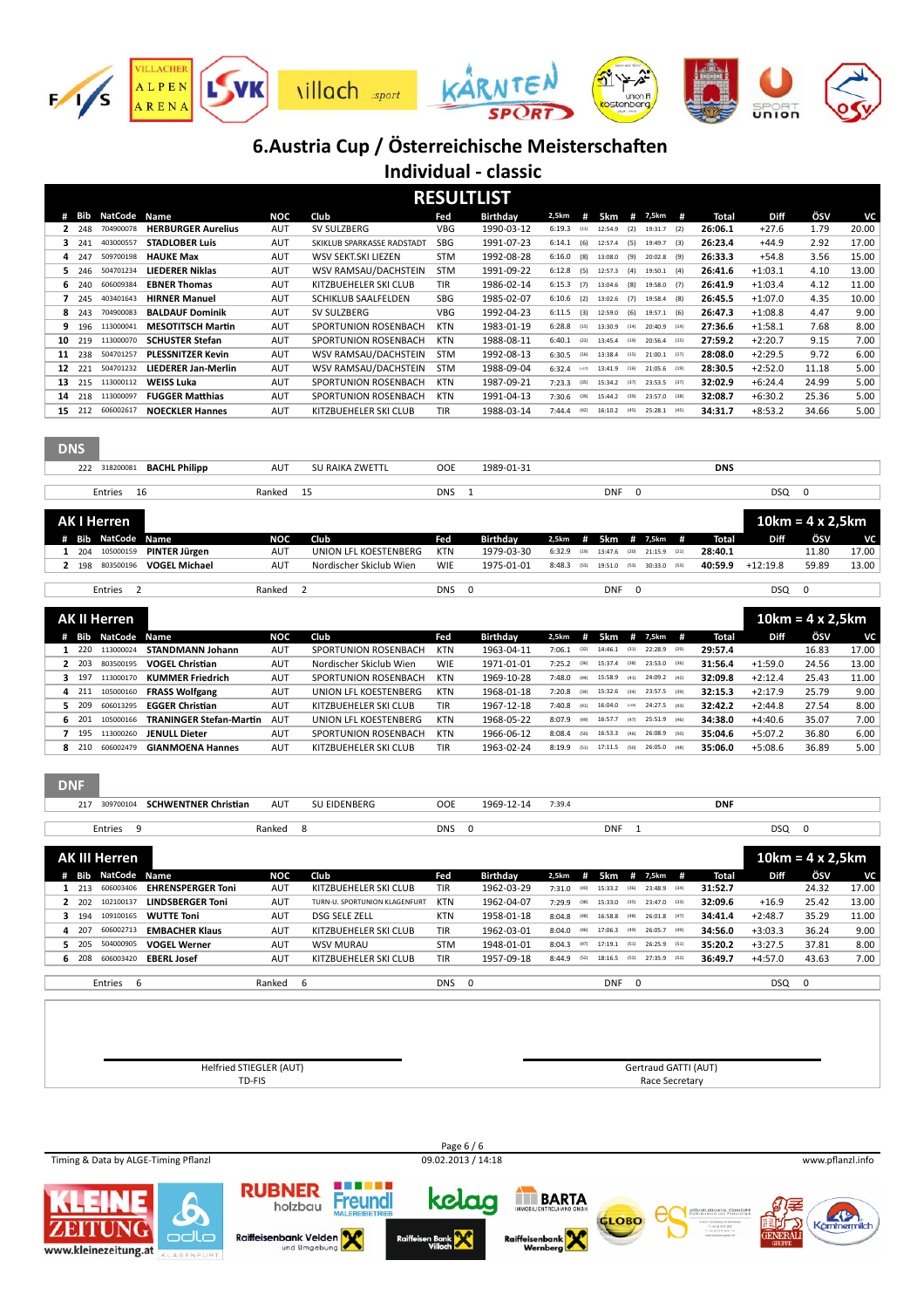# 6.Austria Cup / Österreichische Meisterschaften

## Individual - classic

### RESULTLIST

| # | Bib | NatCode | Name | NOC | Club | Fed | Birthday | 2,5km | # | 5km | # | 7,5km | # | Total | Diff | ÖSV | VC |
|---|---|---|---|---|---|---|---|---|---|---|---|---|---|---|---|---|---|
| 2 | 248 | 704900078 | **HERBURGER Aurelius** | AUT | SV SULZBERG | VBG | 1990-03-12 | 6:19.3 | (11) | 12:54.9 | (2) | 19:31.7 | (2) | **26:06.1** | +27.6 | 1.79 | 20.00 |
| 3 | 241 | 403000557 | **STADLOBER Luis** | AUT | SKIKLUB SPARKASSE RADSTADT | SBG | 1991-07-23 | 6:14.1 | (6) | 12:57.4 | (5) | 19:49.7 | (3) | **26:23.4** | +44.9 | 2.92 | 17.00 |
| 4 | 247 | 509700198 | **HAUKE Max** | AUT | WSV SEKT.SKI LIEZEN | STM | 1992-08-28 | 6:16.0 | (8) | 13:08.0 | (9) | 20:02.8 | (9) | **26:33.3** | +54.8 | 3.56 | 15.00 |
| 5 | 246 | 504701234 | **LIEDERER Niklas** | AUT | WSV RAMSAU/DACHSTEIN | STM | 1991-09-22 | 6:12.8 | (5) | 12:57.3 | (4) | 19:50.1 | (4) | **26:41.6** | +1:03.1 | 4.10 | 13.00 |
| 6 | 240 | 606009384 | **EBNER Thomas** | AUT | KITZBUEHELER SKI CLUB | TIR | 1986-02-14 | 6:15.3 | (7) | 13:04.6 | (8) | 19:58.0 | (7) | **26:41.9** | +1:03.4 | 4.12 | 11.00 |
| 7 | 245 | 403401643 | **HIRNER Manuel** | AUT | SCHIKLUB SAALFELDEN | SBG | 1985-02-07 | 6:10.6 | (2) | 13:02.6 | (7) | 19:58.4 | (8) | **26:45.5** | +1:07.0 | 4.35 | 10.00 |
| 8 | 243 | 704900083 | **BALDAUF Dominik** | AUT | SV SULZBERG | VBG | 1992-04-23 | 6:11.5 | (3) | 12:59.0 | (6) | 19:57.1 | (6) | **26:47.3** | +1:08.8 | 4.47 | 9.00 |
| 9 | 196 | 113000041 | **MESOTITSCH Martin** | AUT | SPORTUNION ROSENBACH | KTN | 1983-01-19 | 6:28.8 | (15) | 13:30.9 | (14) | 20:40.9 | (14) | **27:36.6** | +1:58.1 | 7.68 | 8.00 |
| 10 | 219 | 113000070 | **SCHUSTER Stefan** | AUT | SPORTUNION ROSENBACH | KTN | 1988-08-11 | 6:40.1 | (22) | 13:45.4 | (19) | 20:56.4 | (15) | **27:59.2** | +2:20.7 | 9.15 | 7.00 |
| 11 | 238 | 504701257 | **PLESSNITZER Kevin** | AUT | WSV RAMSAU/DACHSTEIN | STM | 1992-08-13 | 6:30.5 | (16) | 13:38.4 | (15) | 21:00.1 | (17) | **28:08.0** | +2:29.5 | 9.72 | 6.00 |
| 12 | 221 | 504701232 | **LIEDERER Jan-Merlin** | AUT | WSV RAMSAU/DACHSTEIN | STM | 1988-09-04 | 6:32.4 | (17) | 13:41.9 | (16) | 21:05.6 | (19) | **28:30.5** | +2:52.0 | 11.18 | 5.00 |
| 13 | 215 | 113000112 | **WEISS Luka** | AUT | SPORTUNION ROSENBACH | KTN | 1987-09-21 | 7:23.3 | (35) | 15:34.2 | (37) | 23:53.5 | (37) | **32:02.9** | +6:24.4 | 24.99 | 5.00 |
| 14 | 218 | 113000097 | **FUGGER Matthias** | AUT | SPORTUNION ROSENBACH | KTN | 1991-04-13 | 7:30.6 | (39) | 15:44.2 | (39) | 23:57.0 | (38) | **32:08.7** | +6:30.2 | 25.36 | 5.00 |
| 15 | 212 | 606002617 | **NOECKLER Hannes** | AUT | KITZBUEHELER SKI CLUB | TIR | 1988-03-14 | 7:44.4 | (42) | 16:10.2 | (45) | 25:28.1 | (45) | **34:31.7** | +8:53.2 | 34.66 | 5.00 |

### DNS

| Bib | NatCode | Name | NOC | Club | Fed | Birthday | Status |
|---|---|---|---|---|---|---|---|
| 222 | 318200081 | **BACHL Philipp** | AUT | SU RAIKA ZWETTL | OOE | 1989-01-31 | DNS |

Entries 16 | Ranked 15 | DNS 1 | DNF 0 | DSQ 0

### AK I Herren — 10km = 4 x 2,5km

| # | Bib | NatCode | Name | NOC | Club | Fed | Birthday | 2,5km | # | 5km | # | 7,5km | # | Total | Diff | ÖSV | VC |
|---|---|---|---|---|---|---|---|---|---|---|---|---|---|---|---|---|---|
| 1 | 204 | 105000159 | **PINTER Jürgen** | AUT | UNION LFL KOESTENBERG | KTN | 1979-03-30 | 6:32.9 | (18) | 13:47.6 | (20) | 21:15.9 | (21) | **28:40.1** | | 11.80 | 17.00 |
| 2 | 198 | 803500196 | **VOGEL Michael** | AUT | Nordischer Skiclub Wien | WIE | 1975-01-01 | 8:48.3 | (53) | 19:51.0 | (53) | 30:33.0 | (53) | **40:59.9** | +12:19.8 | 59.89 | 13.00 |

Entries 2 | Ranked 2 | DNS 0 | DNF 0 | DSQ 0

### AK II Herren — 10km = 4 x 2,5km

| # | Bib | NatCode | Name | NOC | Club | Fed | Birthday | 2,5km | # | 5km | # | 7,5km | # | Total | Diff | ÖSV | VC |
|---|---|---|---|---|---|---|---|---|---|---|---|---|---|---|---|---|---|
| 1 | 220 | 113000024 | **STANDMANN Johann** | AUT | SPORTUNION ROSENBACH | KTN | 1963-04-11 | 7:06.1 | (32) | 14:46.1 | (31) | 22:28.9 | (29) | **29:57.4** | | 16.83 | 17.00 |
| 2 | 203 | 803500195 | **VOGEL Christian** | AUT | Nordischer Skiclub Wien | WIE | 1971-01-01 | 7:25.2 | (36) | 15:37.4 | (38) | 23:53.0 | (36) | **31:56.4** | +1:59.0 | 24.56 | 13.00 |
| 3 | 197 | 113000170 | **KUMMER Friedrich** | AUT | SPORTUNION ROSENBACH | KTN | 1969-10-28 | 7:48.0 | (44) | 15:58.9 | (41) | 24:09.2 | (42) | **32:09.8** | +2:12.4 | 25.43 | 11.00 |
| 4 | 211 | 105000160 | **FRASS Wolfgang** | AUT | UNION LFL KOESTENBERG | KTN | 1968-01-18 | 7:20.8 | (34) | 15:32.6 | (34) | 23:57.5 | (39) | **32:15.3** | +2:17.9 | 25.79 | 9.00 |
| 5 | 209 | 606013295 | **EGGER Christian** | AUT | KITZBUEHELER SKI CLUB | TIR | 1967-12-18 | 7:40.8 | (41) | 16:04.0 | (43) | 24:27.5 | (43) | **32:42.2** | +2:44.8 | 27.54 | 8.00 |
| 6 | 201 | 105000166 | **TRANINGER Stefan-Martin** | AUT | UNION LFL KOESTENBERG | KTN | 1968-05-22 | 8:07.9 | (49) | 16:57.7 | (47) | 25:51.9 | (46) | **34:38.0** | +4:40.6 | 35.07 | 7.00 |
| 7 | 195 | 113000260 | **JENULL Dieter** | AUT | SPORTUNION ROSENBACH | KTN | 1966-06-12 | 8:08.4 | (50) | 16:53.3 | (46) | 26:08.9 | (50) | **35:04.6** | +5:07.2 | 36.80 | 6.00 |
| 8 | 210 | 606002479 | **GIANMOENA Hannes** | AUT | KITZBUEHELER SKI CLUB | TIR | 1963-02-24 | 8:19.9 | (51) | 17:11.5 | (50) | 26:05.0 | (48) | **35:06.0** | +5:08.6 | 36.89 | 5.00 |

### DNF

| Bib | NatCode | Name | NOC | Club | Fed | Birthday | 2,5km | Status |
|---|---|---|---|---|---|---|---|---|
| 217 | 309700104 | **SCHWENTNER Christian** | AUT | SU EIDENBERG | OOE | 1969-12-14 | 7:39.4 | DNF |

Entries 9 | Ranked 8 | DNS 0 | DNF 1 | DSQ 0

### AK III Herren — 10km = 4 x 2,5km

| # | Bib | NatCode | Name | NOC | Club | Fed | Birthday | 2,5km | # | 5km | # | 7,5km | # | Total | Diff | ÖSV | VC |
|---|---|---|---|---|---|---|---|---|---|---|---|---|---|---|---|---|---|
| 1 | 213 | 606003406 | **EHRENSPERGER Toni** | AUT | KITZBUEHELER SKI CLUB | TIR | 1962-03-29 | 7:31.0 | (40) | 15:33.2 | (36) | 23:48.9 | (34) | **31:52.7** | | 24.32 | 17.00 |
| 2 | 202 | 102100137 | **LINDSBERGER Toni** | AUT | TURN-U. SPORTUNION KLAGENFURT | KTN | 1962-04-07 | 7:29.9 | (38) | 15:33.0 | (35) | 23:47.0 | (33) | **32:09.6** | +16.9 | 25.42 | 13.00 |
| 3 | 194 | 109100165 | **WUTTE Toni** | AUT | DSG SELE ZELL | KTN | 1958-01-18 | 8:04.8 | (48) | 16:58.8 | (48) | 26:01.8 | (47) | **34:41.4** | +2:48.7 | 35.29 | 11.00 |
| 4 | 207 | 606002713 | **EMBACHER Klaus** | AUT | KITZBUEHELER SKI CLUB | TIR | 1962-03-01 | 8:04.0 | (46) | 17:06.3 | (49) | 26:05.7 | (49) | **34:56.0** | +3:03.3 | 36.24 | 9.00 |
| 5 | 205 | 504000905 | **VOGEL Werner** | AUT | WSV MURAU | STM | 1948-01-01 | 8:04.3 | (47) | 17:19.1 | (51) | 26:25.9 | (51) | **35:20.2** | +3:27.5 | 37.81 | 8.00 |
| 6 | 208 | 606003420 | **EBERL Josef** | AUT | KITZBUEHELER SKI CLUB | TIR | 1957-09-18 | 8:44.9 | (52) | 18:16.5 | (52) | 27:35.9 | (52) | **36:49.7** | +4:57.0 | 43.63 | 7.00 |

Entries 6 | Ranked 6 | DNS 0 | DNF 0 | DSQ 0

Helfried STIEGLER (AUT)
TD-FIS

Gertraud GATTI (AUT)
Race Secretary

Timing & Data by ALGE-Timing Pflanzl | 09.02.2013 / 14:18 | www.pflanzl.info